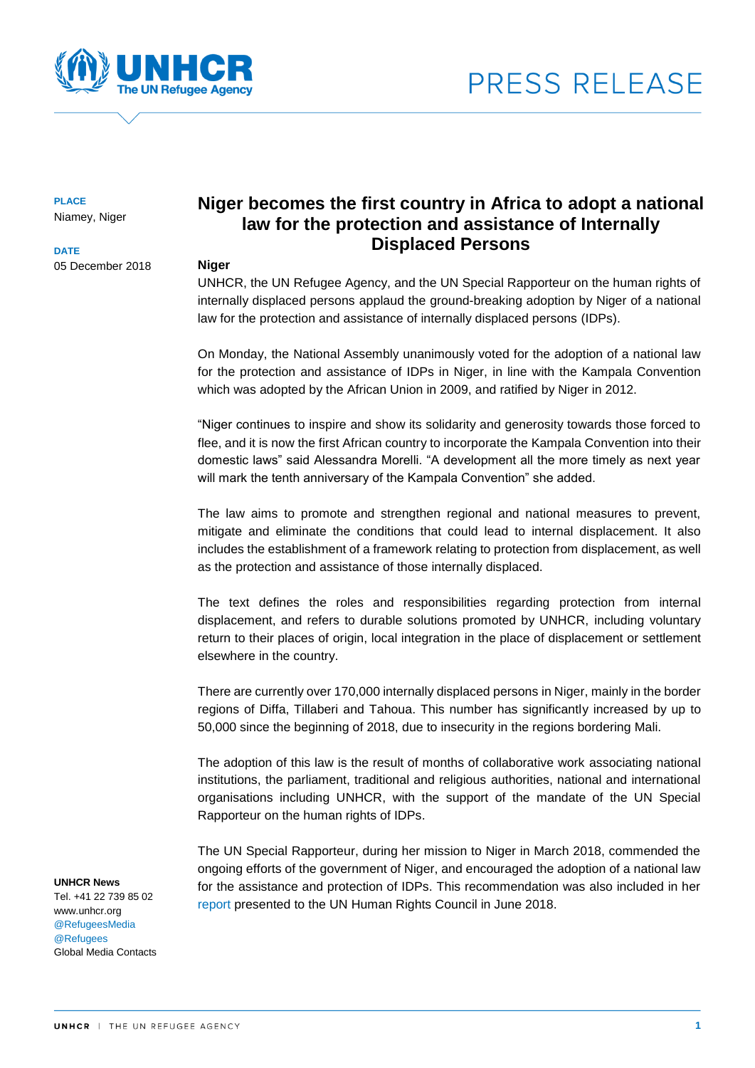PRESS RELEASE

**PLACE**
Niamey, Niger

**DATE**
05 December 2018

# Niger becomes the first country in Africa to adopt a national law for the protection and assistance of Internally Displaced Persons

**Niger**

UNHCR, the UN Refugee Agency, and the UN Special Rapporteur on the human rights of internally displaced persons applaud the ground-breaking adoption by Niger of a national law for the protection and assistance of internally displaced persons (IDPs).

On Monday, the National Assembly unanimously voted for the adoption of a national law for the protection and assistance of IDPs in Niger, in line with the Kampala Convention which was adopted by the African Union in 2009, and ratified by Niger in 2012.

"Niger continues to inspire and show its solidarity and generosity towards those forced to flee, and it is now the first African country to incorporate the Kampala Convention into their domestic laws" said Alessandra Morelli. "A development all the more timely as next year will mark the tenth anniversary of the Kampala Convention" she added.

The law aims to promote and strengthen regional and national measures to prevent, mitigate and eliminate the conditions that could lead to internal displacement. It also includes the establishment of a framework relating to protection from displacement, as well as the protection and assistance of those internally displaced.

The text defines the roles and responsibilities regarding protection from internal displacement, and refers to durable solutions promoted by UNHCR, including voluntary return to their places of origin, local integration in the place of displacement or settlement elsewhere in the country.

There are currently over 170,000 internally displaced persons in Niger, mainly in the border regions of Diffa, Tillaberi and Tahoua. This number has significantly increased by up to 50,000 since the beginning of 2018, due to insecurity in the regions bordering Mali.

The adoption of this law is the result of months of collaborative work associating national institutions, the parliament, traditional and religious authorities, national and international organisations including UNHCR, with the support of the mandate of the UN Special Rapporteur on the human rights of IDPs.

The UN Special Rapporteur, during her mission to Niger in March 2018, commended the ongoing efforts of the government of Niger, and encouraged the adoption of a national law for the assistance and protection of IDPs. This recommendation was also included in her report presented to the UN Human Rights Council in June 2018.

**UNHCR News**
Tel. +41 22 739 85 02
www.unhcr.org
@RefugeesMedia
@Refugees
Global Media Contacts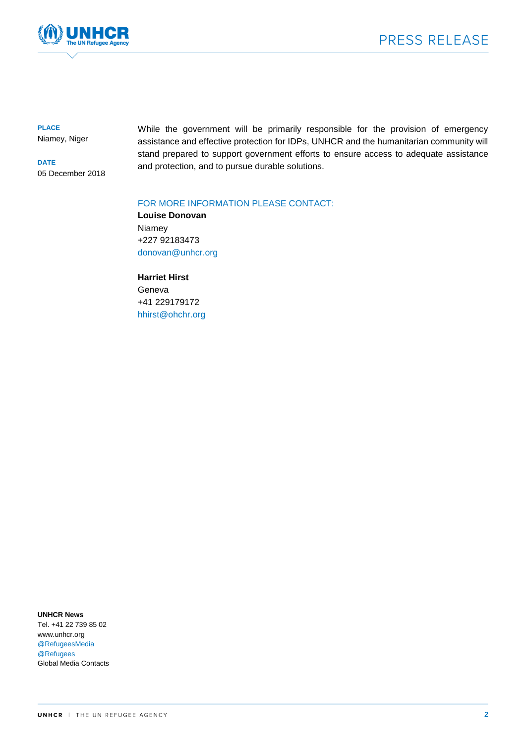**PLACE**
Niamey, Niger

**DATE**
05 December 2018

While the government will be primarily responsible for the provision of emergency assistance and effective protection for IDPs, UNHCR and the humanitarian community will stand prepared to support government efforts to ensure access to adequate assistance and protection, and to pursue durable solutions.

FOR MORE INFORMATION PLEASE CONTACT:

**Louise Donovan**
Niamey
+227 92183473
donovan@unhcr.org

**Harriet Hirst**
Geneva
+41 229179172
hhirst@ohchr.org

**UNHCR News**
Tel. +41 22 739 85 02
www.unhcr.org
@RefugeesMedia
@Refugees
Global Media Contacts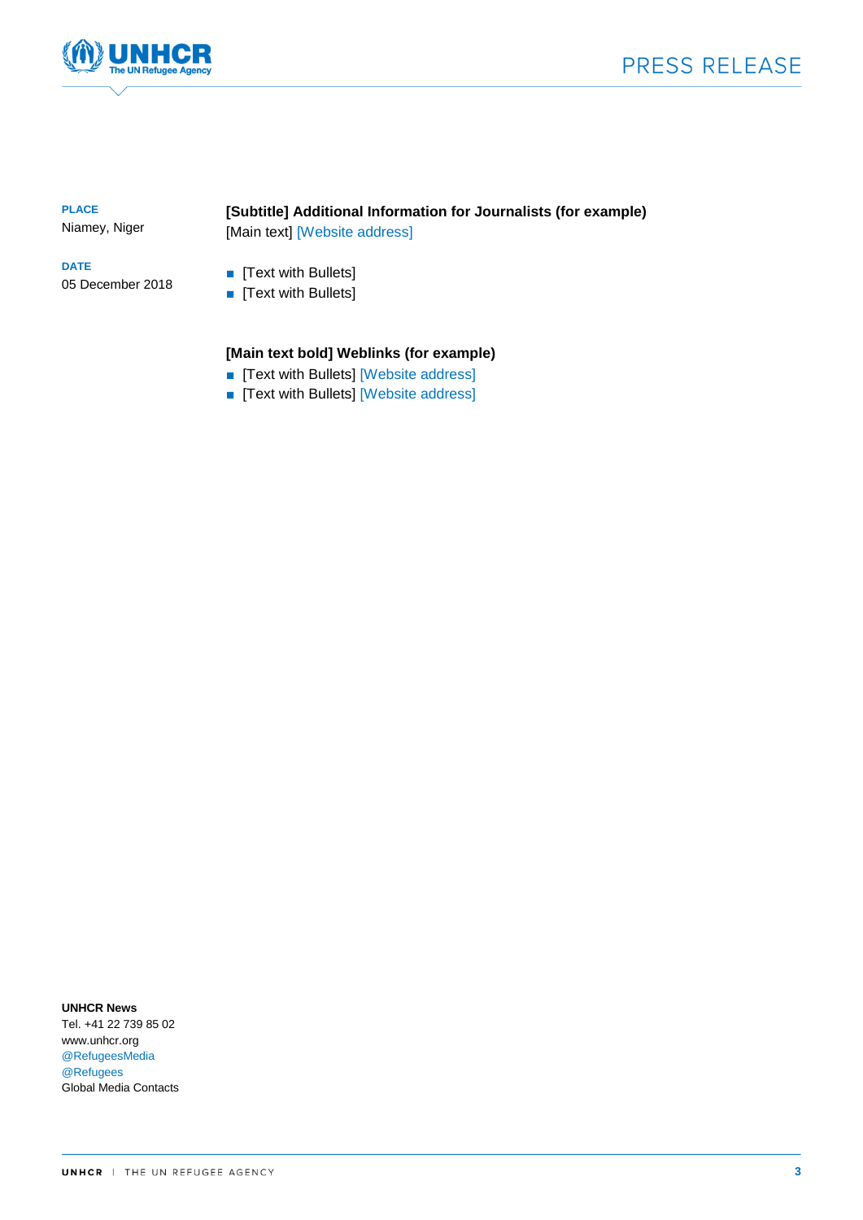**PLACE**
Niamey, Niger

**DATE**
05 December 2018

**[Subtitle] Additional Information for Journalists (for example)**

[Main text] [Website address]

- [Text with Bullets]
- [Text with Bullets]

**[Main text bold] Weblinks (for example)**

- [Text with Bullets] [Website address]
- [Text with Bullets] [Website address]

**UNHCR News**
Tel. +41 22 739 85 02
www.unhcr.org
@RefugeesMedia
@Refugees
Global Media Contacts